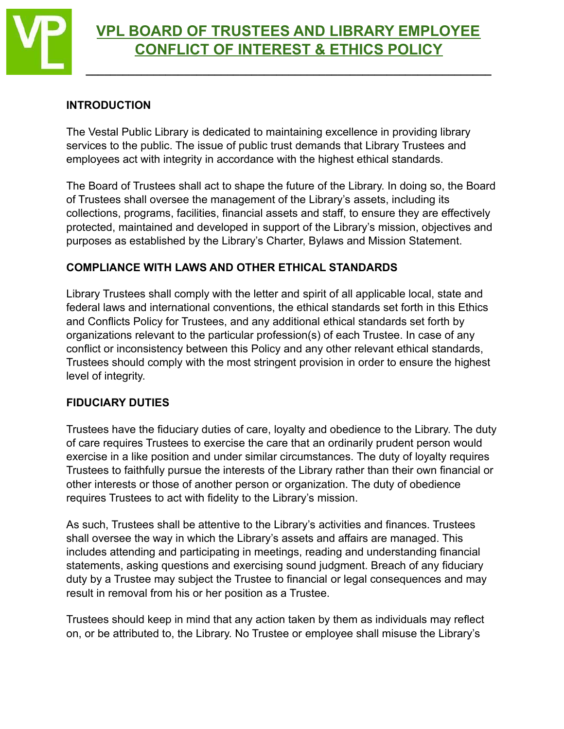# VPL BOARD OF TRUSTEES AND LIBRARY EMPLOYEE CONFLICT OF INTEREST & ETHICS POLICY

## INTRODUCTION

The Vestal Public Library is dedicated to maintaining excellence in providing library services to the public. The issue of public trust demands that Library Trustees and employees act with integrity in accordance with the highest ethical standards.

The Board of Trustees shall act to shape the future of the Library. In doing so, the Board of Trustees shall oversee the management of the Library's assets, including its collections, programs, facilities, financial assets and staff, to ensure they are effectively protected, maintained and developed in support of the Library's mission, objectives and purposes as established by the Library's Charter, Bylaws and Mission Statement.

## COMPLIANCE WITH LAWS AND OTHER ETHICAL STANDARDS

Library Trustees shall comply with the letter and spirit of all applicable local, state and federal laws and international conventions, the ethical standards set forth in this Ethics and Conflicts Policy for Trustees, and any additional ethical standards set forth by organizations relevant to the particular profession(s) of each Trustee. In case of any conflict or inconsistency between this Policy and any other relevant ethical standards, Trustees should comply with the most stringent provision in order to ensure the highest level of integrity.

## FIDUCIARY DUTIES

Trustees have the fiduciary duties of care, loyalty and obedience to the Library. The duty of care requires Trustees to exercise the care that an ordinarily prudent person would exercise in a like position and under similar circumstances. The duty of loyalty requires Trustees to faithfully pursue the interests of the Library rather than their own financial or other interests or those of another person or organization. The duty of obedience requires Trustees to act with fidelity to the Library's mission.

As such, Trustees shall be attentive to the Library's activities and finances. Trustees shall oversee the way in which the Library's assets and affairs are managed. This includes attending and participating in meetings, reading and understanding financial statements, asking questions and exercising sound judgment. Breach of any fiduciary duty by a Trustee may subject the Trustee to financial or legal consequences and may result in removal from his or her position as a Trustee.

Trustees should keep in mind that any action taken by them as individuals may reflect on, or be attributed to, the Library. No Trustee or employee shall misuse the Library's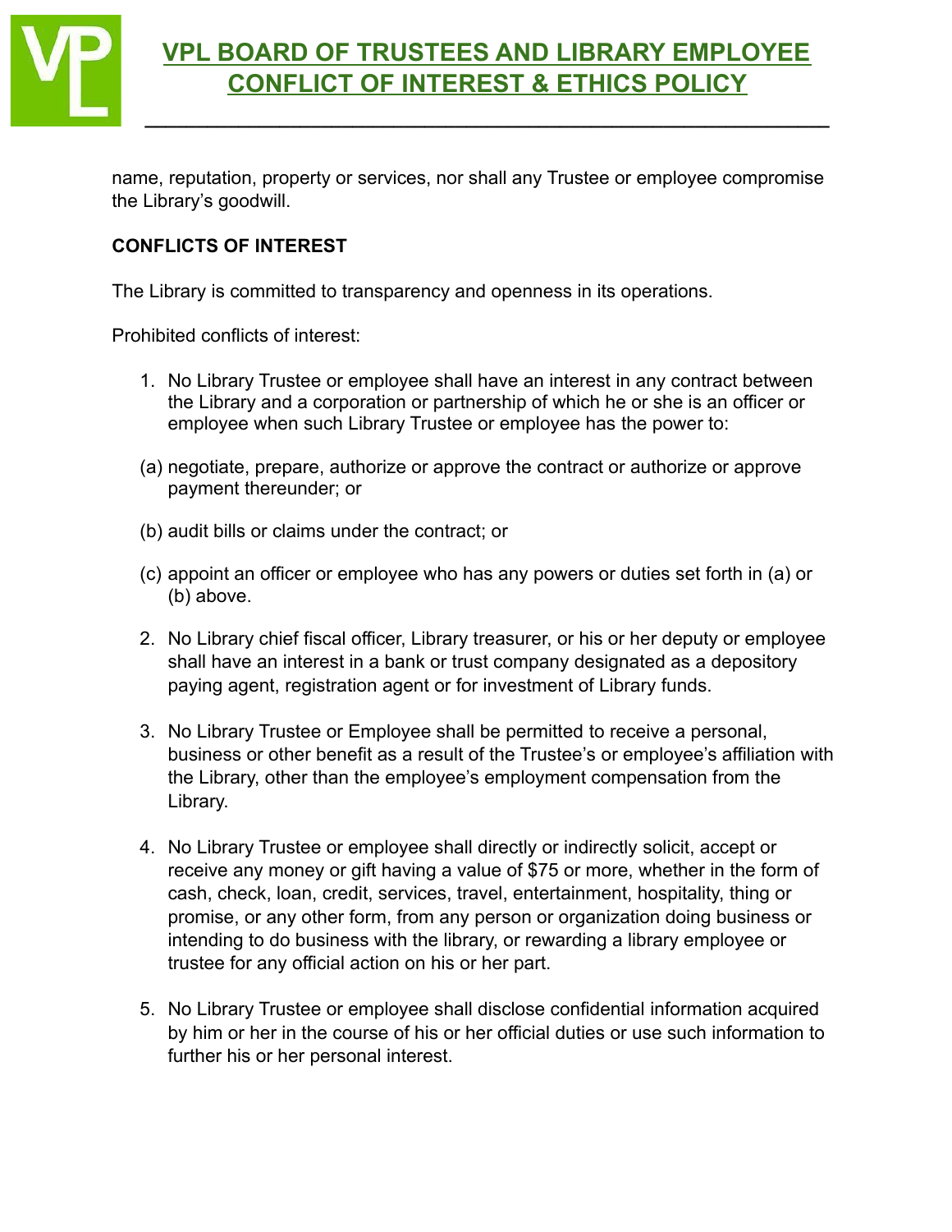name, reputation, property or services, nor shall any Trustee or employee compromise the Library's goodwill.

**CONFLICTS OF INTEREST**

The Library is committed to transparency and openness in its operations.

Prohibited conflicts of interest:

1. No Library Trustee or employee shall have an interest in any contract between the Library and a corporation or partnership of which he or she is an officer or employee when such Library Trustee or employee has the power to:

(a) negotiate, prepare, authorize or approve the contract or authorize or approve payment thereunder; or

(b) audit bills or claims under the contract; or

(c) appoint an officer or employee who has any powers or duties set forth in (a) or (b) above.

2. No Library chief fiscal officer, Library treasurer, or his or her deputy or employee shall have an interest in a bank or trust company designated as a depository paying agent, registration agent or for investment of Library funds.

3. No Library Trustee or Employee shall be permitted to receive a personal, business or other benefit as a result of the Trustee's or employee's affiliation with the Library, other than the employee's employment compensation from the Library.

4. No Library Trustee or employee shall directly or indirectly solicit, accept or receive any money or gift having a value of $75 or more, whether in the form of cash, check, loan, credit, services, travel, entertainment, hospitality, thing or promise, or any other form, from any person or organization doing business or intending to do business with the library, or rewarding a library employee or trustee for any official action on his or her part.

5. No Library Trustee or employee shall disclose confidential information acquired by him or her in the course of his or her official duties or use such information to further his or her personal interest.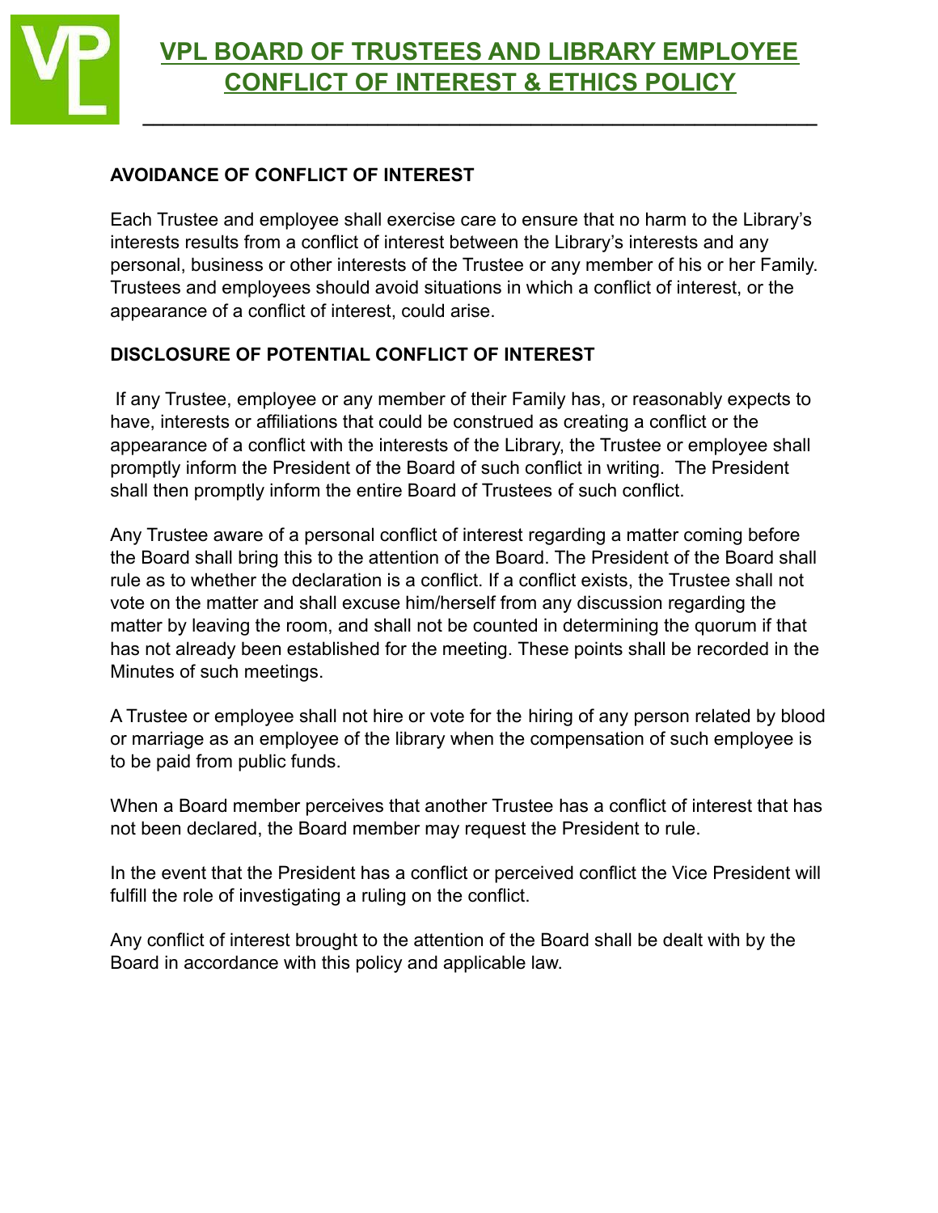# VPL BOARD OF TRUSTEES AND LIBRARY EMPLOYEE CONFLICT OF INTEREST & ETHICS POLICY

## AVOIDANCE OF CONFLICT OF INTEREST

Each Trustee and employee shall exercise care to ensure that no harm to the Library's interests results from a conflict of interest between the Library's interests and any personal, business or other interests of the Trustee or any member of his or her Family. Trustees and employees should avoid situations in which a conflict of interest, or the appearance of a conflict of interest, could arise.

## DISCLOSURE OF POTENTIAL CONFLICT OF INTEREST

If any Trustee, employee or any member of their Family has, or reasonably expects to have, interests or affiliations that could be construed as creating a conflict or the appearance of a conflict with the interests of the Library, the Trustee or employee shall promptly inform the President of the Board of such conflict in writing. The President shall then promptly inform the entire Board of Trustees of such conflict.

Any Trustee aware of a personal conflict of interest regarding a matter coming before the Board shall bring this to the attention of the Board. The President of the Board shall rule as to whether the declaration is a conflict. If a conflict exists, the Trustee shall not vote on the matter and shall excuse him/herself from any discussion regarding the matter by leaving the room, and shall not be counted in determining the quorum if that has not already been established for the meeting. These points shall be recorded in the Minutes of such meetings.

A Trustee or employee shall not hire or vote for the hiring of any person related by blood or marriage as an employee of the library when the compensation of such employee is to be paid from public funds.

When a Board member perceives that another Trustee has a conflict of interest that has not been declared, the Board member may request the President to rule.

In the event that the President has a conflict or perceived conflict the Vice President will fulfill the role of investigating a ruling on the conflict.

Any conflict of interest brought to the attention of the Board shall be dealt with by the Board in accordance with this policy and applicable law.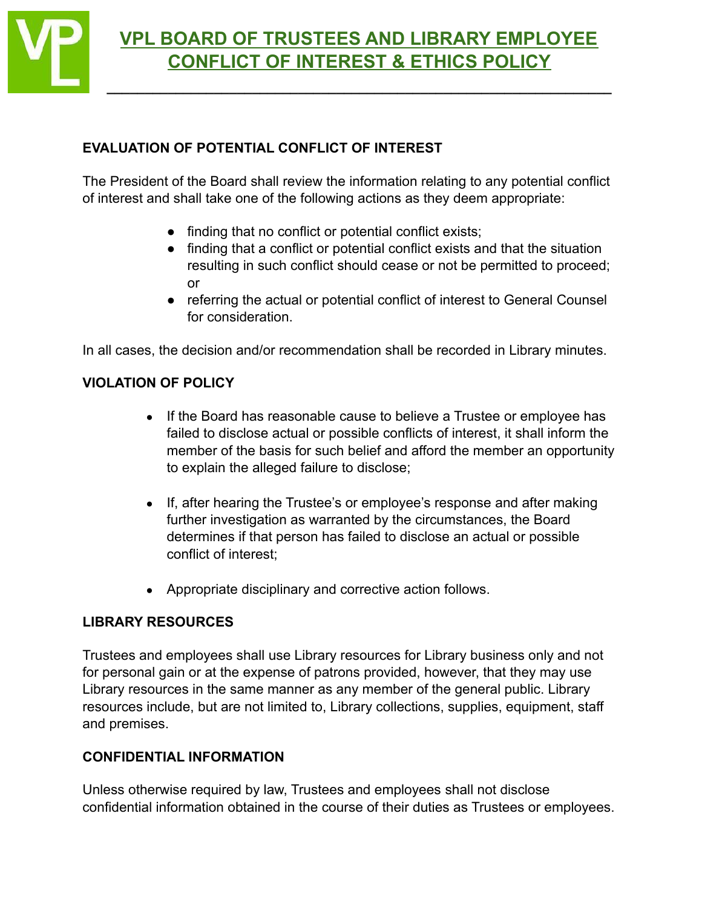# VPL BOARD OF TRUSTEES AND LIBRARY EMPLOYEE CONFLICT OF INTEREST & ETHICS POLICY

**EVALUATION OF POTENTIAL CONFLICT OF INTEREST**

The President of the Board shall review the information relating to any potential conflict of interest and shall take one of the following actions as they deem appropriate:

- finding that no conflict or potential conflict exists;
- finding that a conflict or potential conflict exists and that the situation resulting in such conflict should cease or not be permitted to proceed; or
- referring the actual or potential conflict of interest to General Counsel for consideration.

In all cases, the decision and/or recommendation shall be recorded in Library minutes.

**VIOLATION OF POLICY**

- If the Board has reasonable cause to believe a Trustee or employee has failed to disclose actual or possible conflicts of interest, it shall inform the member of the basis for such belief and afford the member an opportunity to explain the alleged failure to disclose;
- If, after hearing the Trustee's or employee's response and after making further investigation as warranted by the circumstances, the Board determines if that person has failed to disclose an actual or possible conflict of interest;
- Appropriate disciplinary and corrective action follows.

**LIBRARY RESOURCES**

Trustees and employees shall use Library resources for Library business only and not for personal gain or at the expense of patrons provided, however, that they may use Library resources in the same manner as any member of the general public. Library resources include, but are not limited to, Library collections, supplies, equipment, staff and premises.

**CONFIDENTIAL INFORMATION**

Unless otherwise required by law, Trustees and employees shall not disclose confidential information obtained in the course of their duties as Trustees or employees.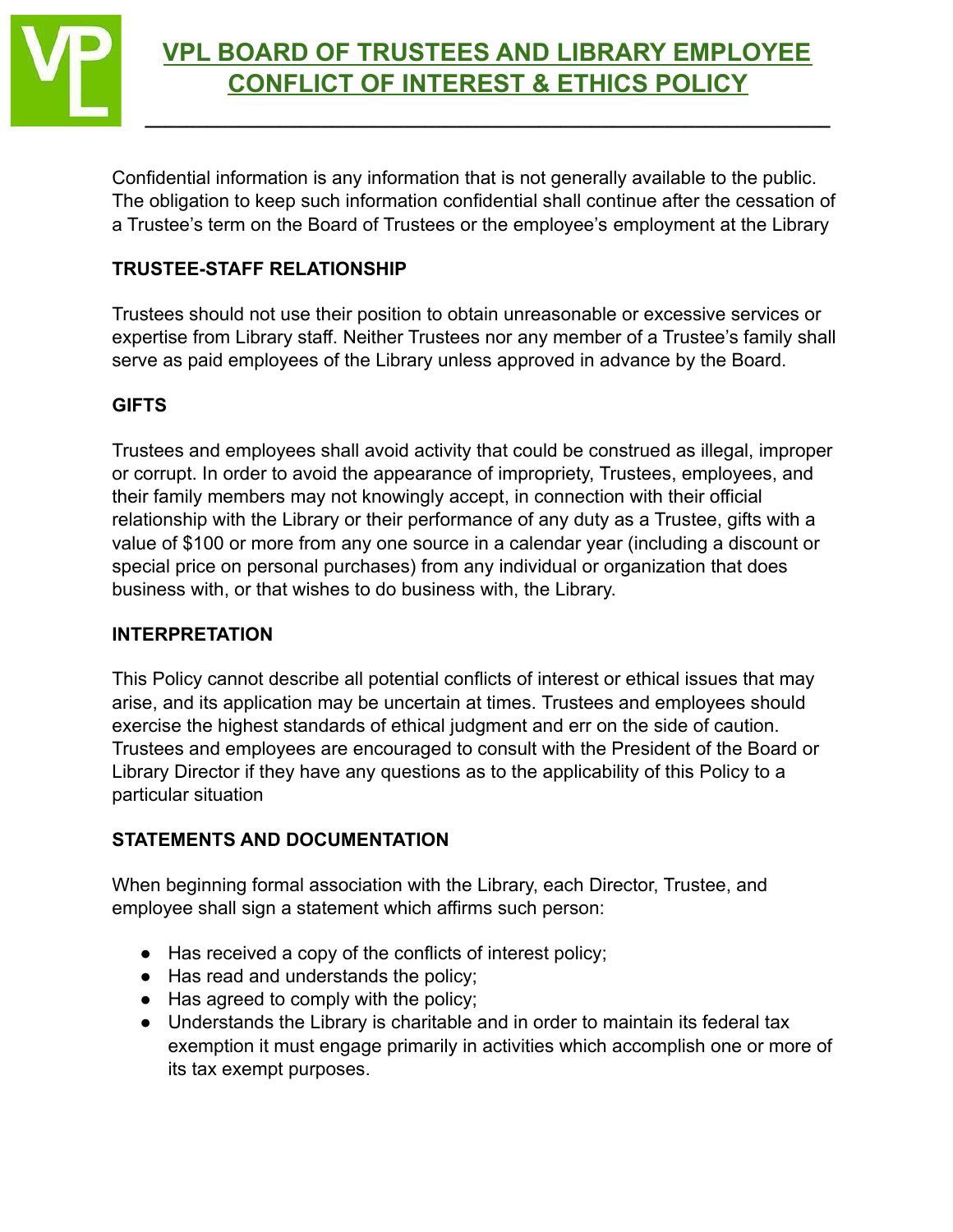Confidential information is any information that is not generally available to the public. The obligation to keep such information confidential shall continue after the cessation of a Trustee's term on the Board of Trustees or the employee's employment at the Library

**TRUSTEE-STAFF RELATIONSHIP**

Trustees should not use their position to obtain unreasonable or excessive services or expertise from Library staff. Neither Trustees nor any member of a Trustee's family shall serve as paid employees of the Library unless approved in advance by the Board.

**GIFTS**

Trustees and employees shall avoid activity that could be construed as illegal, improper or corrupt. In order to avoid the appearance of impropriety, Trustees, employees, and their family members may not knowingly accept, in connection with their official relationship with the Library or their performance of any duty as a Trustee, gifts with a value of $100 or more from any one source in a calendar year (including a discount or special price on personal purchases) from any individual or organization that does business with, or that wishes to do business with, the Library.

**INTERPRETATION**

This Policy cannot describe all potential conflicts of interest or ethical issues that may arise, and its application may be uncertain at times. Trustees and employees should exercise the highest standards of ethical judgment and err on the side of caution. Trustees and employees are encouraged to consult with the President of the Board or Library Director if they have any questions as to the applicability of this Policy to a particular situation

**STATEMENTS AND DOCUMENTATION**

When beginning formal association with the Library, each Director, Trustee, and employee shall sign a statement which affirms such person:

- Has received a copy of the conflicts of interest policy;
- Has read and understands the policy;
- Has agreed to comply with the policy;
- Understands the Library is charitable and in order to maintain its federal tax exemption it must engage primarily in activities which accomplish one or more of its tax exempt purposes.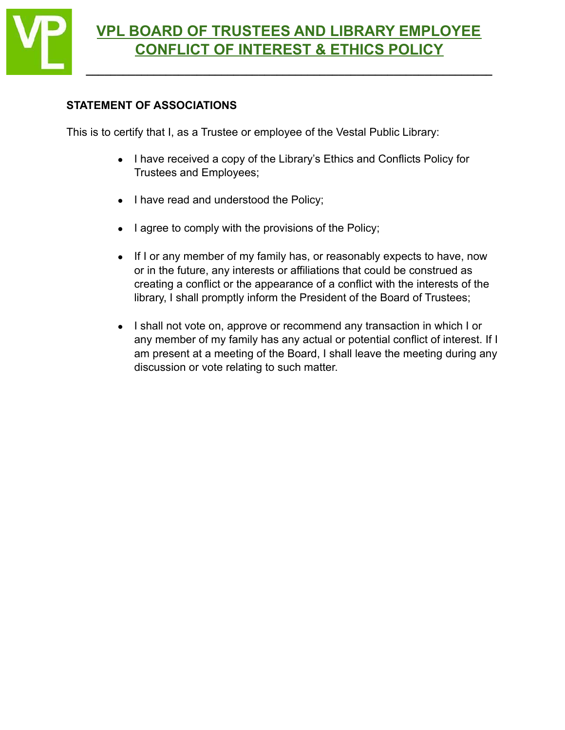**STATEMENT OF ASSOCIATIONS**

This is to certify that I, as a Trustee or employee of the Vestal Public Library:

- I have received a copy of the Library's Ethics and Conflicts Policy for Trustees and Employees;
- I have read and understood the Policy;
- I agree to comply with the provisions of the Policy;
- If I or any member of my family has, or reasonably expects to have, now or in the future, any interests or affiliations that could be construed as creating a conflict or the appearance of a conflict with the interests of the library, I shall promptly inform the President of the Board of Trustees;
- I shall not vote on, approve or recommend any transaction in which I or any member of my family has any actual or potential conflict of interest. If I am present at a meeting of the Board, I shall leave the meeting during any discussion or vote relating to such matter.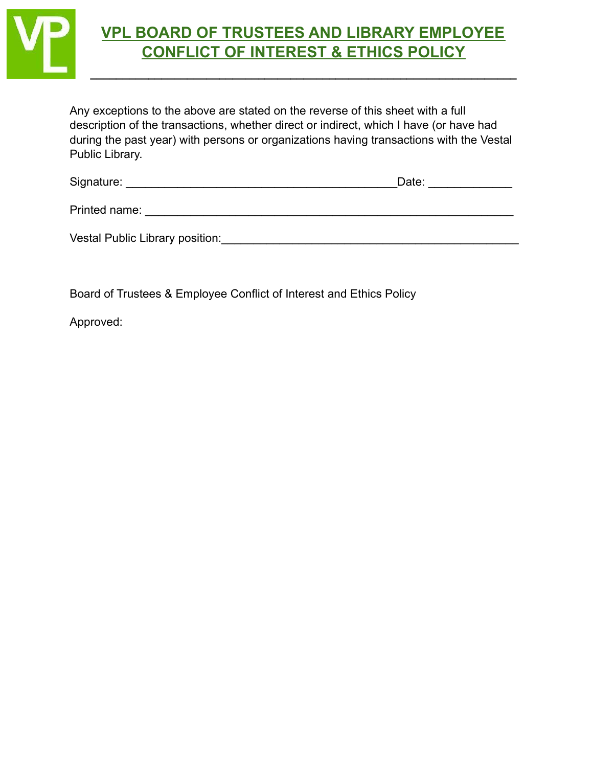# VPL BOARD OF TRUSTEES AND LIBRARY EMPLOYEE CONFLICT OF INTEREST & ETHICS POLICY

Any exceptions to the above are stated on the reverse of this sheet with a full description of the transactions, whether direct or indirect, which I have (or have had during the past year) with persons or organizations having transactions with the Vestal Public Library.

Signature: ________________________________________Date: ____________

Printed name: ______________________________________________________

Vestal Public Library position:____________________________________________

Board of Trustees & Employee Conflict of Interest and Ethics Policy

Approved: